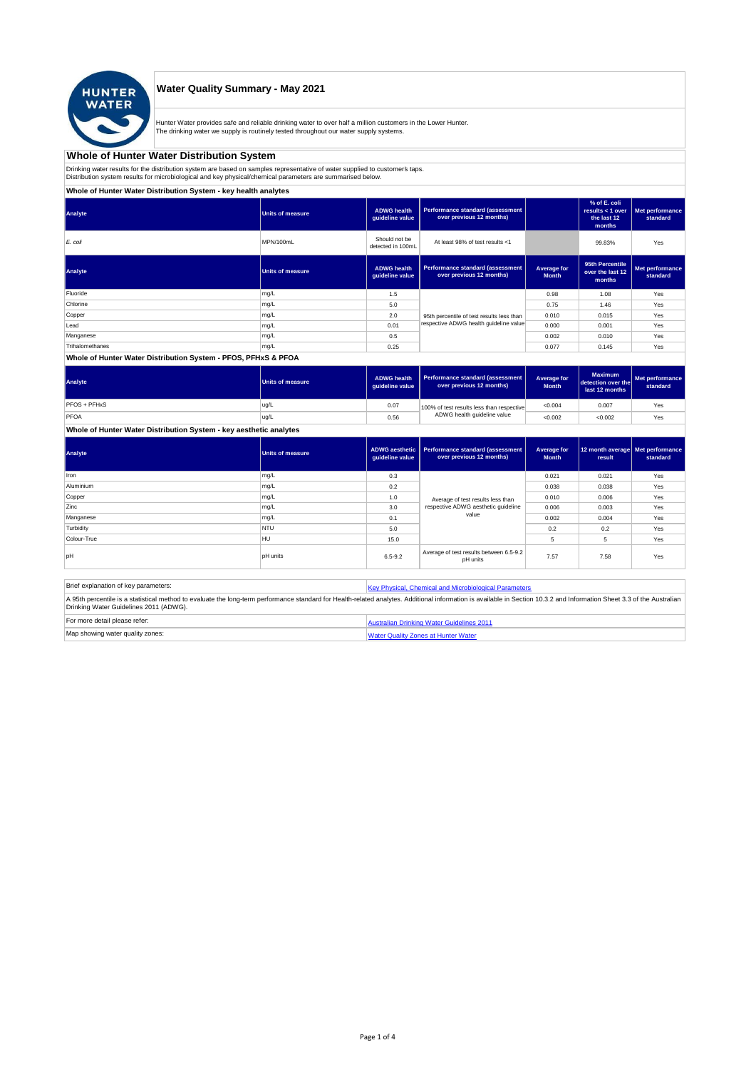# Water Quality Summary - May 2021

Hunter Water provides safe and reliable drinking water to over half a million customers in the Lower Hunter.
The drinking water we supply is routinely tested throughout our water supply systems.

## Whole of Hunter Water Distribution System

Drinking water results for the distribution system are based on samples representative of water supplied to customer's taps.
Distribution system results for microbiological and key physical/chemical parameters are summarised below.

### Whole of Hunter Water Distribution System - key health analytes

| Analyte | Units of measure | ADWG health guideline value | Performance standard (assessment over previous 12 months) | | % of E. coli results < 1 over the last 12 months | Met performance standard |
|---|---|---|---|---|---|---|
| *E. coli* | MPN/100mL | Should not be detected in 100mL | At least 98% of test results <1 | | 99.83% | Yes |

| Analyte | Units of measure | ADWG health guideline value | Performance standard (assessment over previous 12 months) | Average for Month | 95th Percentile over the last 12 months | Met performance standard |
|---|---|---|---|---|---|---|
| Fluoride | mg/L | 1.5 | 95th percentile of test results less than respective ADWG health guideline value | 0.98 | 1.08 | Yes |
| Chlorine | mg/L | 5.0 | | 0.75 | 1.46 | Yes |
| Copper | mg/L | 2.0 | | 0.010 | 0.015 | Yes |
| Lead | mg/L | 0.01 | | 0.000 | 0.001 | Yes |
| Manganese | mg/L | 0.5 | | 0.002 | 0.010 | Yes |
| Trihalomethanes | mg/L | 0.25 | | 0.077 | 0.145 | Yes |

### Whole of Hunter Water Distribution System - PFOS, PFHxS & PFOA

| Analyte | Units of measure | ADWG health guideline value | Performance standard (assessment over previous 12 months) | Average for Month | Maximum detection over the last 12 months | Met performance standard |
|---|---|---|---|---|---|---|
| PFOS + PFHxS | ug/L | 0.07 | 100% of test results less than respective ADWG health guideline value | <0.004 | 0.007 | Yes |
| PFOA | ug/L | 0.56 | | <0.002 | <0.002 | Yes |

### Whole of Hunter Water Distribution System - key aesthetic analytes

| Analyte | Units of measure | ADWG aesthetic guideline value | Performance standard (assessment over previous 12 months) | Average for Month | 12 month average result | Met performance standard |
|---|---|---|---|---|---|---|
| Iron | mg/L | 0.3 | Average of test results less than respective ADWG aesthetic guideline value | 0.021 | 0.021 | Yes |
| Aluminium | mg/L | 0.2 | | 0.038 | 0.038 | Yes |
| Copper | mg/L | 1.0 | | 0.010 | 0.006 | Yes |
| Zinc | mg/L | 3.0 | | 0.006 | 0.003 | Yes |
| Manganese | mg/L | 0.1 | | 0.002 | 0.004 | Yes |
| Turbidity | NTU | 5.0 | | 0.2 | 0.2 | Yes |
| Colour-True | HU | 15.0 | | 5 | 5 | Yes |
| pH | pH units | 6.5-9.2 | Average of test results between 6.5-9.2 pH units | 7.57 | 7.58 | Yes |

| Brief explanation of key parameters: | Key Physical, Chemical and Microbiological Parameters |
|---|---|
| A 95th percentile is a statistical method to evaluate the long-term performance standard for Health-related analytes. Additional information is available in Section 10.3.2 and Information Sheet 3.3 of the Australian Drinking Water Guidelines 2011 (ADWG). | |
| For more detail please refer: | Australian Drinking Water Guidelines 2011 |
| Map showing water quality zones: | Water Quality Zones at Hunter Water |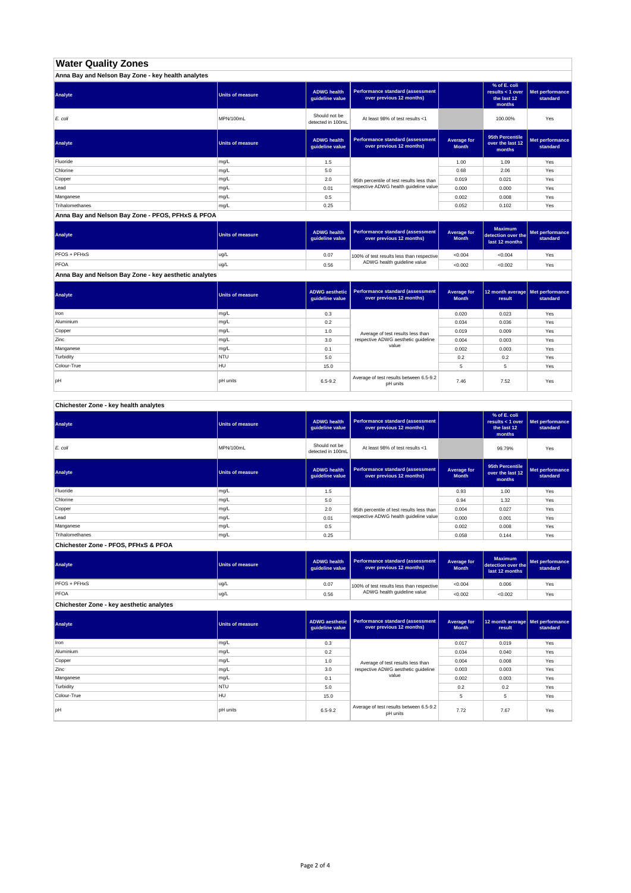# Water Quality Zones

## Anna Bay and Nelson Bay Zone - key health analytes

| Analyte | Units of measure | ADWG health guideline value | Performance standard (assessment over previous 12 months) | | % of E. coli results < 1 over the last 12 months | Met performance standard |
|---|---|---|---|---|---|---|
| *E. coli* | MPN/100mL | Should not be detected in 100mL | At least 98% of test results <1 | | 100.00% | Yes |

| Analyte | Units of measure | ADWG health guideline value | Performance standard (assessment over previous 12 months) | Average for Month | 95th Percentile over the last 12 months | Met performance standard |
|---|---|---|---|---|---|---|
| Fluoride | mg/L | 1.5 | 95th percentile of test results less than respective ADWG health guideline value | 1.00 | 1.09 | Yes |
| Chlorine | mg/L | 5.0 | | 0.68 | 2.06 | Yes |
| Copper | mg/L | 2.0 | | 0.019 | 0.021 | Yes |
| Lead | mg/L | 0.01 | | 0.000 | 0.000 | Yes |
| Manganese | mg/L | 0.5 | | 0.002 | 0.008 | Yes |
| Trihalomethanes | mg/L | 0.25 | | 0.052 | 0.102 | Yes |

## Anna Bay and Nelson Bay Zone - PFOS, PFHxS & PFOA

| Analyte | Units of measure | ADWG health guideline value | Performance standard (assessment over previous 12 months) | Average for Month | Maximum detection over the last 12 months | Met performance standard |
|---|---|---|---|---|---|---|
| PFOS + PFHxS | ug/L | 0.07 | 100% of test results less than respective ADWG health guideline value | <0.004 | <0.004 | Yes |
| PFOA | ug/L | 0.56 | | <0.002 | <0.002 | Yes |

## Anna Bay and Nelson Bay Zone - key aesthetic analytes

| Analyte | Units of measure | ADWG aesthetic guideline value | Performance standard (assessment over previous 12 months) | Average for Month | 12 month average result | Met performance standard |
|---|---|---|---|---|---|---|
| Iron | mg/L | 0.3 | Average of test results less than respective ADWG aesthetic guideline value | 0.020 | 0.023 | Yes |
| Aluminium | mg/L | 0.2 | | 0.034 | 0.036 | Yes |
| Copper | mg/L | 1.0 | | 0.019 | 0.009 | Yes |
| Zinc | mg/L | 3.0 | | 0.004 | 0.003 | Yes |
| Manganese | mg/L | 0.1 | | 0.002 | 0.003 | Yes |
| Turbidity | NTU | 5.0 | | 0.2 | 0.2 | Yes |
| Colour-True | HU | 15.0 | | 5 | 5 | Yes |
| pH | pH units | 6.5-9.2 | Average of test results between 6.5-9.2 pH units | 7.46 | 7.52 | Yes |

## Chichester Zone - key health analytes

| Analyte | Units of measure | ADWG health guideline value | Performance standard (assessment over previous 12 months) | | % of E. coli results < 1 over the last 12 months | Met performance standard |
|---|---|---|---|---|---|---|
| *E. coli* | MPN/100mL | Should not be detected in 100mL | At least 98% of test results <1 | | 99.79% | Yes |

| Analyte | Units of measure | ADWG health guideline value | Performance standard (assessment over previous 12 months) | Average for Month | 95th Percentile over the last 12 months | Met performance standard |
|---|---|---|---|---|---|---|
| Fluoride | mg/L | 1.5 | 95th percentile of test results less than respective ADWG health guideline value | 0.93 | 1.00 | Yes |
| Chlorine | mg/L | 5.0 | | 0.94 | 1.32 | Yes |
| Copper | mg/L | 2.0 | | 0.004 | 0.027 | Yes |
| Lead | mg/L | 0.01 | | 0.000 | 0.001 | Yes |
| Manganese | mg/L | 0.5 | | 0.002 | 0.008 | Yes |
| Trihalomethanes | mg/L | 0.25 | | 0.058 | 0.144 | Yes |

## Chichester Zone - PFOS, PFHxS & PFOA

| Analyte | Units of measure | ADWG health guideline value | Performance standard (assessment over previous 12 months) | Average for Month | Maximum detection over the last 12 months | Met performance standard |
|---|---|---|---|---|---|---|
| PFOS + PFHxS | ug/L | 0.07 | 100% of test results less than respective ADWG health guideline value | <0.004 | 0.006 | Yes |
| PFOA | ug/L | 0.56 | | <0.002 | <0.002 | Yes |

## Chichester Zone - key aesthetic analytes

| Analyte | Units of measure | ADWG aesthetic guideline value | Performance standard (assessment over previous 12 months) | Average for Month | 12 month average result | Met performance standard |
|---|---|---|---|---|---|---|
| Iron | mg/L | 0.3 | Average of test results less than respective ADWG aesthetic guideline value | 0.017 | 0.019 | Yes |
| Aluminium | mg/L | 0.2 | | 0.034 | 0.040 | Yes |
| Copper | mg/L | 1.0 | | 0.004 | 0.008 | Yes |
| Zinc | mg/L | 3.0 | | 0.003 | 0.003 | Yes |
| Manganese | mg/L | 0.1 | | 0.002 | 0.003 | Yes |
| Turbidity | NTU | 5.0 | | 0.2 | 0.2 | Yes |
| Colour-True | HU | 15.0 | | 5 | 5 | Yes |
| pH | pH units | 6.5-9.2 | Average of test results between 6.5-9.2 pH units | 7.72 | 7.67 | Yes |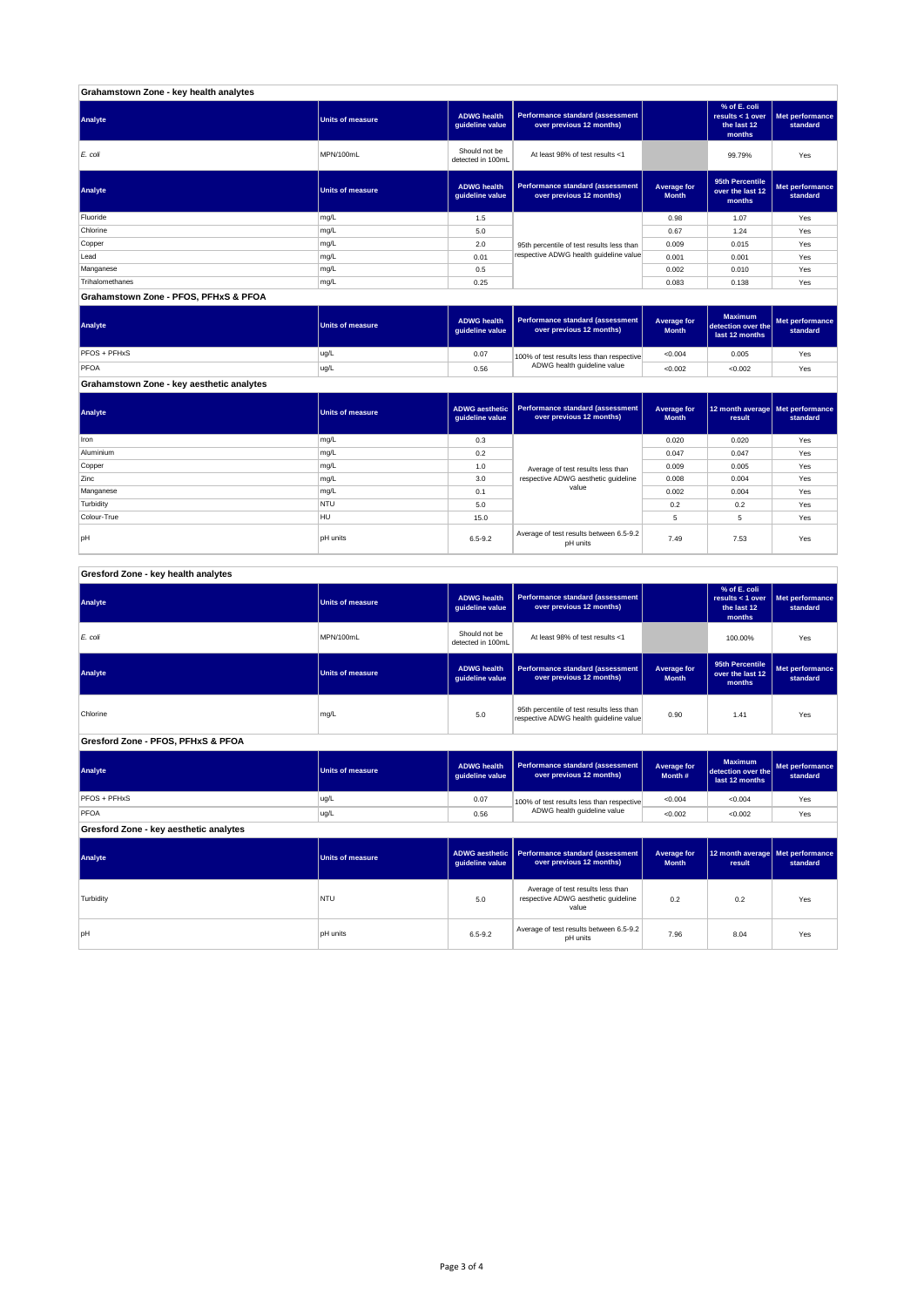## Grahamstown Zone - key health analytes

| Analyte | Units of measure | ADWG health guideline value | Performance standard (assessment over previous 12 months) | | % of E. coli results < 1 over the last 12 months | Met performance standard |
|---|---|---|---|---|---|---|
| *E. coli* | MPN/100mL | Should not be detected in 100mL | At least 98% of test results <1 | | 99.79% | Yes |

| Analyte | Units of measure | ADWG health guideline value | Performance standard (assessment over previous 12 months) | Average for Month | 95th Percentile over the last 12 months | Met performance standard |
|---|---|---|---|---|---|---|
| Fluoride | mg/L | 1.5 | 95th percentile of test results less than respective ADWG health guideline value | 0.98 | 1.07 | Yes |
| Chlorine | mg/L | 5.0 | | 0.67 | 1.24 | Yes |
| Copper | mg/L | 2.0 | | 0.009 | 0.015 | Yes |
| Lead | mg/L | 0.01 | | 0.001 | 0.001 | Yes |
| Manganese | mg/L | 0.5 | | 0.002 | 0.010 | Yes |
| Trihalomethanes | mg/L | 0.25 | | 0.083 | 0.138 | Yes |

## Grahamstown Zone - PFOS, PFHxS & PFOA

| Analyte | Units of measure | ADWG health guideline value | Performance standard (assessment over previous 12 months) | Average for Month | Maximum detection over the last 12 months | Met performance standard |
|---|---|---|---|---|---|---|
| PFOS + PFHxS | ug/L | 0.07 | 100% of test results less than respective ADWG health guideline value | <0.004 | 0.005 | Yes |
| PFOA | ug/L | 0.56 | | <0.002 | <0.002 | Yes |

## Grahamstown Zone - key aesthetic analytes

| Analyte | Units of measure | ADWG aesthetic guideline value | Performance standard (assessment over previous 12 months) | Average for Month | 12 month average result | Met performance standard |
|---|---|---|---|---|---|---|
| Iron | mg/L | 0.3 | Average of test results less than respective ADWG aesthetic guideline value | 0.020 | 0.020 | Yes |
| Aluminium | mg/L | 0.2 | | 0.047 | 0.047 | Yes |
| Copper | mg/L | 1.0 | | 0.009 | 0.005 | Yes |
| Zinc | mg/L | 3.0 | | 0.008 | 0.004 | Yes |
| Manganese | mg/L | 0.1 | | 0.002 | 0.004 | Yes |
| Turbidity | NTU | 5.0 | | 0.2 | 0.2 | Yes |
| Colour-True | HU | 15.0 | | 5 | 5 | Yes |
| pH | pH units | 6.5-9.2 | Average of test results between 6.5-9.2 pH units | 7.49 | 7.53 | Yes |

## Gresford Zone - key health analytes

| Analyte | Units of measure | ADWG health guideline value | Performance standard (assessment over previous 12 months) | | % of E. coli results < 1 over the last 12 months | Met performance standard |
|---|---|---|---|---|---|---|
| *E. coli* | MPN/100mL | Should not be detected in 100mL | At least 98% of test results <1 | | 100.00% | Yes |

| Analyte | Units of measure | ADWG health guideline value | Performance standard (assessment over previous 12 months) | Average for Month | 95th Percentile over the last 12 months | Met performance standard |
|---|---|---|---|---|---|---|
| Chlorine | mg/L | 5.0 | 95th percentile of test results less than respective ADWG health guideline value | 0.90 | 1.41 | Yes |

## Gresford Zone - PFOS, PFHxS & PFOA

| Analyte | Units of measure | ADWG health guideline value | Performance standard (assessment over previous 12 months) | Average for Month # | Maximum detection over the last 12 months | Met performance standard |
|---|---|---|---|---|---|---|
| PFOS + PFHxS | ug/L | 0.07 | 100% of test results less than respective ADWG health guideline value | <0.004 | <0.004 | Yes |
| PFOA | ug/L | 0.56 | | <0.002 | <0.002 | Yes |

## Gresford Zone - key aesthetic analytes

| Analyte | Units of measure | ADWG aesthetic guideline value | Performance standard (assessment over previous 12 months) | Average for Month | 12 month average result | Met performance standard |
|---|---|---|---|---|---|---|
| Turbidity | NTU | 5.0 | Average of test results less than respective ADWG aesthetic guideline value | 0.2 | 0.2 | Yes |
| pH | pH units | 6.5-9.2 | Average of test results between 6.5-9.2 pH units | 7.96 | 8.04 | Yes |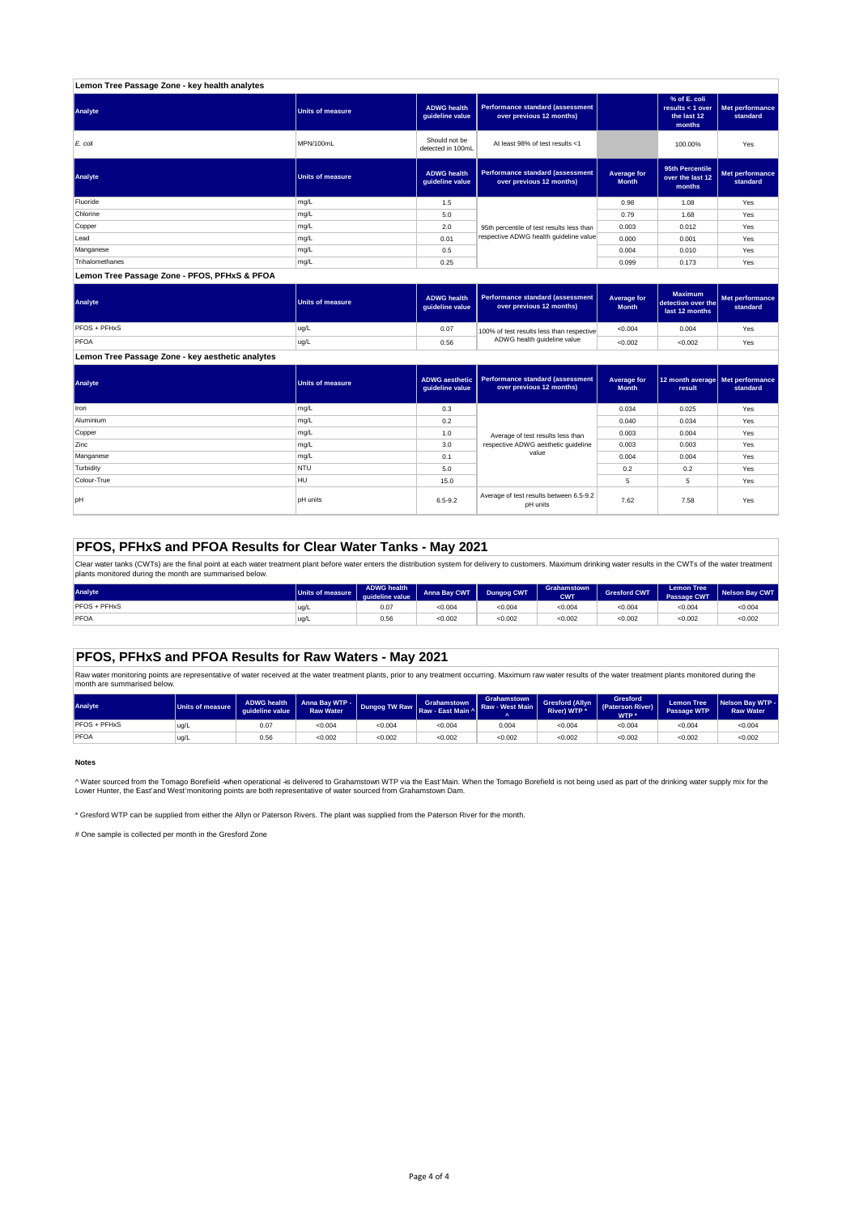**Lemon Tree Passage Zone - key health analytes**

| Analyte | Units of measure | ADWG health guideline value | Performance standard (assessment over previous 12 months) | | % of E. coli results < 1 over the last 12 months | Met performance standard |
|---|---|---|---|---|---|---|
| *E. coli* | MPN/100mL | Should not be detected in 100mL | At least 98% of test results <1 | | 100.00% | Yes |

| Analyte | Units of measure | ADWG health guideline value | Performance standard (assessment over previous 12 months) | Average for Month | 95th Percentile over the last 12 months | Met performance standard |
|---|---|---|---|---|---|---|
| Fluoride | mg/L | 1.5 | 95th percentile of test results less than respective ADWG health guideline value | 0.98 | 1.08 | Yes |
| Chlorine | mg/L | 5.0 | | 0.79 | 1.68 | Yes |
| Copper | mg/L | 2.0 | | 0.003 | 0.012 | Yes |
| Lead | mg/L | 0.01 | | 0.000 | 0.001 | Yes |
| Manganese | mg/L | 0.5 | | 0.004 | 0.010 | Yes |
| Trihalomethanes | mg/L | 0.25 | | 0.099 | 0.173 | Yes |

**Lemon Tree Passage Zone - PFOS, PFHxS & PFOA**

| Analyte | Units of measure | ADWG health guideline value | Performance standard (assessment over previous 12 months) | Average for Month | Maximum detection over the last 12 months | Met performance standard |
|---|---|---|---|---|---|---|
| PFOS + PFHxS | ug/L | 0.07 | 100% of test results less than respective ADWG health guideline value | <0.004 | 0.004 | Yes |
| PFOA | ug/L | 0.56 | | <0.002 | <0.002 | Yes |

**Lemon Tree Passage Zone - key aesthetic analytes**

| Analyte | Units of measure | ADWG aesthetic guideline value | Performance standard (assessment over previous 12 months) | Average for Month | 12 month average result | Met performance standard |
|---|---|---|---|---|---|---|
| Iron | mg/L | 0.3 | Average of test results less than respective ADWG aesthetic guideline value | 0.034 | 0.025 | Yes |
| Aluminium | mg/L | 0.2 | | 0.040 | 0.034 | Yes |
| Copper | mg/L | 1.0 | | 0.003 | 0.004 | Yes |
| Zinc | mg/L | 3.0 | | 0.003 | 0.003 | Yes |
| Manganese | mg/L | 0.1 | | 0.004 | 0.004 | Yes |
| Turbidity | NTU | 5.0 | | 0.2 | 0.2 | Yes |
| Colour-True | HU | 15.0 | | 5 | 5 | Yes |
| pH | pH units | 6.5-9.2 | Average of test results between 6.5-9.2 pH units | 7.62 | 7.58 | Yes |

## PFOS, PFHxS and PFOA Results for Clear Water Tanks - May 2021

Clear water tanks (CWTs) are the final point at each water treatment plant before water enters the distribution system for delivery to customers. Maximum drinking water results in the CWTs of the water treatment plants monitored during the month are summarised below.

| Analyte | Units of measure | ADWG health guideline value | Anna Bay CWT | Dungog CWT | Grahamstown CWT | Gresford CWT | Lemon Tree Passage CWT | Nelson Bay CWT |
|---|---|---|---|---|---|---|---|---|
| PFOS + PFHxS | ug/L | 0.07 | <0.004 | <0.004 | <0.004 | <0.004 | <0.004 | <0.004 |
| PFOA | ug/L | 0.56 | <0.002 | <0.002 | <0.002 | <0.002 | <0.002 | <0.002 |

## PFOS, PFHxS and PFOA Results for Raw Waters - May 2021

Raw water monitoring points are representative of water received at the water treatment plants, prior to any treatment occurring. Maximum raw water results of the water treatment plants monitored during the month are summarised below.

| Analyte | Units of measure | ADWG health guideline value | Anna Bay WTP - Raw Water | Dungog TW Raw | Grahamstown Raw - East Main ^ | Grahamstown Raw - West Main ^ | Gresford (Allyn River) WTP * | Gresford (Paterson River) WTP * | Lemon Tree Passage WTP | Nelson Bay WTP - Raw Water |
|---|---|---|---|---|---|---|---|---|---|---|
| PFOS + PFHxS | ug/L | 0.07 | <0.004 | <0.004 | <0.004 | 0.004 | <0.004 | <0.004 | <0.004 | <0.004 |
| PFOA | ug/L | 0.56 | <0.002 | <0.002 | <0.002 | <0.002 | <0.002 | <0.002 | <0.002 | <0.002 |

**Notes**

^ Water sourced from the Tomago Borefield -when operational -is delivered to Grahamstown WTP via the East'Main. When the Tomago Borefield is not being used as part of the drinking water supply mix for the Lower Hunter, the East'and West'monitoring points are both representative of water sourced from Grahamstown Dam.

* Gresford WTP can be supplied from either the Allyn or Paterson Rivers. The plant was supplied from the Paterson River for the month.

# One sample is collected per month in the Gresford Zone